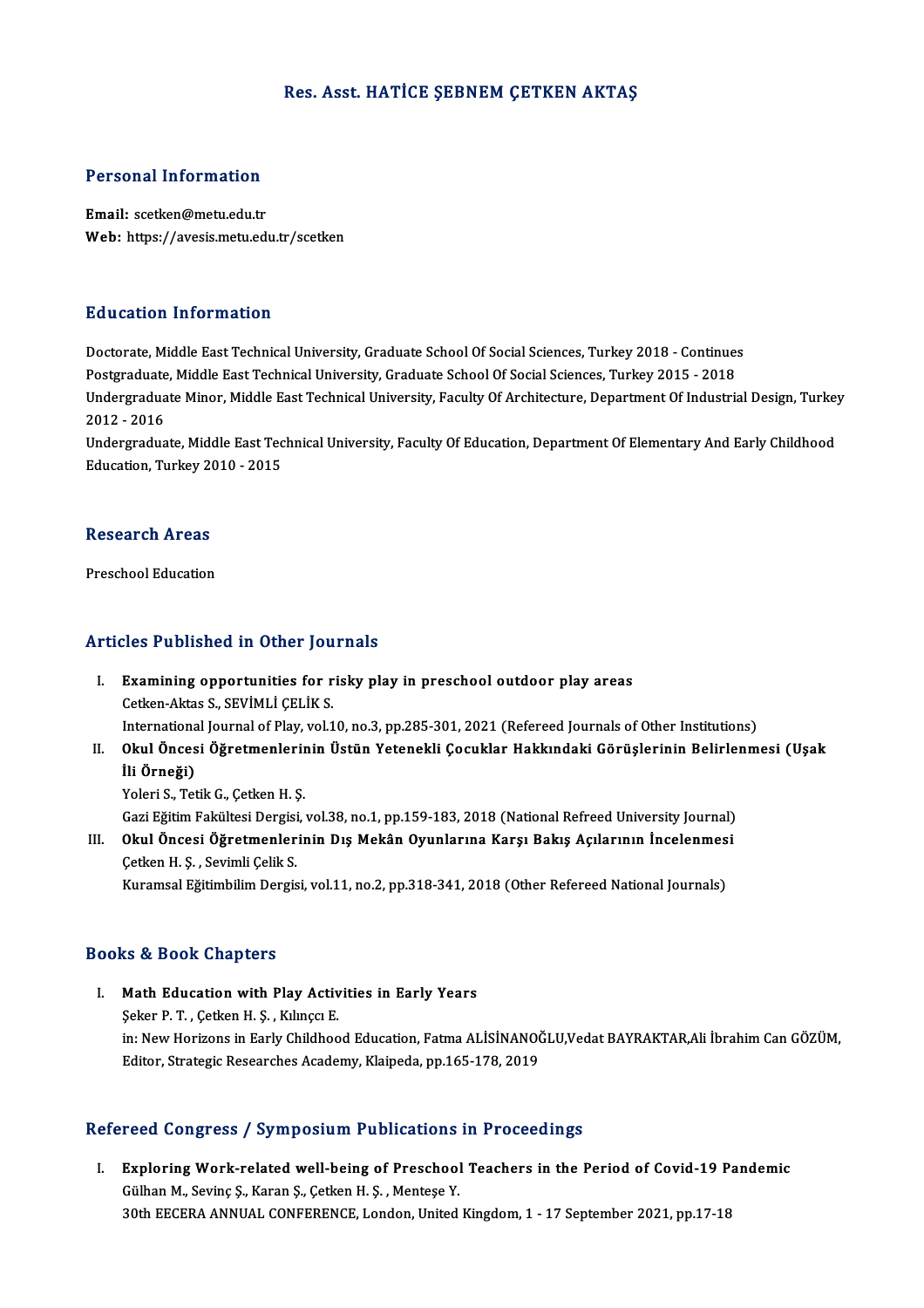# Res. Asst. HATİCE ŞEBNEM ÇETKEN AKTAŞ

## Personal Information

**Email:** scetken@metu.edu.tr
**Web:** https://avesis.metu.edu.tr/scetken

## Education Information

Doctorate, Middle East Technical University, Graduate School Of Social Sciences, Turkey 2018 - Continues
Postgraduate, Middle East Technical University, Graduate School Of Social Sciences, Turkey 2015 - 2018
Undergraduate Minor, Middle East Technical University, Faculty Of Architecture, Department Of Industrial Design, Turkey 2012 - 2016
Undergraduate, Middle East Technical University, Faculty Of Education, Department Of Elementary And Early Childhood Education, Turkey 2010 - 2015

## Research Areas

Preschool Education

## Articles Published in Other Journals

I. **Examining opportunities for risky play in preschool outdoor play areas**
Cetken-Aktas S., SEVİMLİ ÇELİK S.
International Journal of Play, vol.10, no.3, pp.285-301, 2021 (Refereed Journals of Other Institutions)

II. **Okul Öncesi Öğretmenlerinin Üstün Yetenekli Çocuklar Hakkındaki Görüşlerinin Belirlenmesi (Uşak İli Örneği)**
Yoleri S., Tetik G., Çetken H. Ş.
Gazi Eğitim Fakültesi Dergisi, vol.38, no.1, pp.159-183, 2018 (National Refreed University Journal)

III. **Okul Öncesi Öğretmenlerinin Dış Mekân Oyunlarına Karşı Bakış Açılarının İncelenmesi**
Çetken H. Ş. , Sevimli Çelik S.
Kuramsal Eğitimbilim Dergisi, vol.11, no.2, pp.318-341, 2018 (Other Refereed National Journals)

## Books & Book Chapters

I. **Math Education with Play Activities in Early Years**
Şeker P. T. , Çetken H. Ş. , Kılınçcı E.
in: New Horizons in Early Childhood Education, Fatma ALİSİNANOĞLU,Vedat BAYRAKTAR,Ali İbrahim Can GÖZÜM, Editor, Strategic Researches Academy, Klaipeda, pp.165-178, 2019

## Refereed Congress / Symposium Publications in Proceedings

I. **Exploring Work-related well-being of Preschool Teachers in the Period of Covid-19 Pandemic**
Gülhan M., Sevinç Ş., Karan Ş., Çetken H. Ş. , Menteşe Y.
30th EECERA ANNUAL CONFERENCE, London, United Kingdom, 1 - 17 September 2021, pp.17-18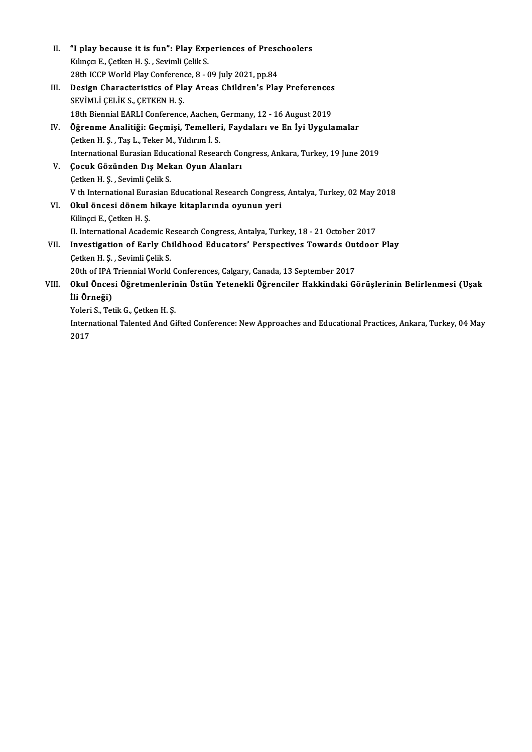II. **"I play because it is fun": Play Experiences of Preschoolers**
Kılınçcı E., Çetken H. Ş. , Sevimli Çelik S.
28th ICCP World Play Conference, 8 - 09 July 2021, pp.84

III. **Design Characteristics of Play Areas Children's Play Preferences**
SEVİMLİ ÇELİK S., ÇETKEN H. Ş.
18th Biennial EARLI Conference, Aachen, Germany, 12 - 16 August 2019

IV. **Öğrenme Analitiği: Geçmişi, Temelleri, Faydaları ve En İyi Uygulamalar**
Çetken H. Ş. , Taş L., Teker M., Yıldırım İ. S.
International Eurasian Educational Research Congress, Ankara, Turkey, 19 June 2019

V. **Çocuk Gözünden Dış Mekan Oyun Alanları**
Çetken H. Ş. , Sevimli Çelik S.
V th International Eurasian Educational Research Congress, Antalya, Turkey, 02 May 2018

VI. **Okul öncesi dönem hikaye kitaplarında oyunun yeri**
Kilinçci E., Çetken H. Ş.
II. International Academic Research Congress, Antalya, Turkey, 18 - 21 October 2017

VII. **Investigation of Early Childhood Educators' Perspectives Towards Outdoor Play**
Çetken H. Ş. , Sevimli Çelik S.
20th of IPA Triennial World Conferences, Calgary, Canada, 13 September 2017

VIII. **Okul Öncesi Öğretmenlerinin Üstün Yetenekli Öğrenciler Hakkindaki Görüşlerinin Belirlenmesi (Uşak İli Örneği)**
Yoleri S., Tetik G., Çetken H. Ş.
International Talented And Gifted Conference: New Approaches and Educational Practices, Ankara, Turkey, 04 May 2017